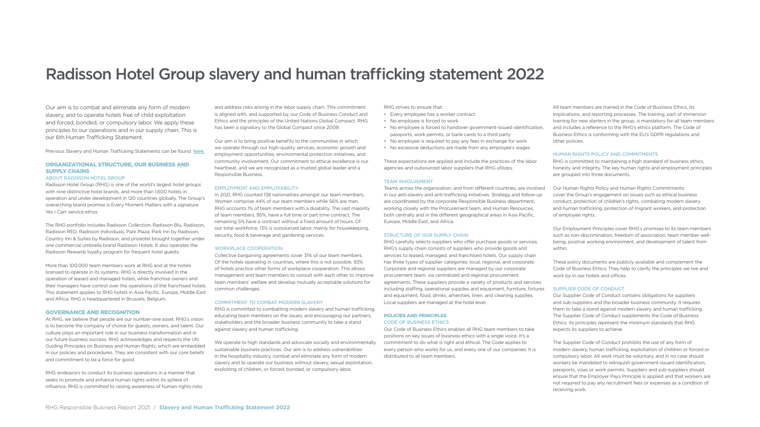# Radisson Hotel Group slavery and human trafficking statement 2022

Our aim is to combat and eliminate any form of modern slavery, and to operate hotels free of child exploitation and forced, bonded, or compulsory labor. We apply these principles to our operations and in our supply chain. This is our 6th Human Trafficking Statement.

Previous Slavery and Human Trafficking Statements can be found **here.**

## ORGANIZATIONAL STRUCTURE, OUR BUSINESS AND SUPPLY CHAINS

### ABOUT RADISSON HOTEL GROUP

Radisson Hotel Group (RHG) is one of the world's largest hotel groups with nine distinctive hotel brands, and more than 1,600 hotels in operation and under development in 120 countries globally. The Group's overarching brand promise is Every Moment Matters with a signature Yes I Can! service ethos.

The RHG portfolio includes Radisson Collection, Radisson Blu, Radisson, Radisson RED, Radisson Individuals, Park Plaza, Park Inn by Radisson, Country Inn & Suites by Radisson, and prizeotel brought together under one commercial umbrella brand Radisson Hotels. It also operates the Radisson Rewards loyalty program for frequent hotel guests.

More than 100,000 team members work at RHG and at the hotels licensed to operate in its systems. RHG is directly involved in the operation of leased and managed hotels, while franchise owners and their managers have control over the operations of the franchised hotels. This statement applies to RHG hotels in Asia Pacific, Europe, Middle East and Africa. RHG is headquartered in Brussels, Belgium.

## GOVERNANCE AND RECOGNITION

At RHG, we believe that people are our number-one asset. RHG's vision is to become the company of choice for guests, owners, and talent. Our culture plays an important role in our business transformation and in our future business success. RHG acknowledges and respects the UN Guiding Principles on Business and Human Rights, which are embedded in our policies and procedures. They are consistent with our core beliefs and commitment to be a force for good.

RHG endeavors to conduct its business operations in a manner that seeks to promote and enhance human rights within its sphere of influence. RHG is committed to raising awareness of human rights risks and address risks arising in the labor supply chain. This commitment is aligned with, and supported by, our Code of Business Conduct and Ethics and the principles of the United Nations Global Compact. RHG has been a signatory to the Global Compact since 2009.

Our aim is to bring positive benefits to the communities in which we operate through our high-quality services, economic growth and employment opportunities, environmental protection initiatives, and community involvement. Our commitment to ethical excellence is our heartbeat, and we are recognized as a trusted global leader and a Responsible Business.

### EMPLOYMENT AND EMPLOYABILITY

In 2021, RHG counted 138 nationalities amongst our team members. Women comprise 44% of our team members while 56% are men. RHG accounts 1% of team members with a disability. The vast majority of team members, 95%, have a full time or part time contract. The remaining 5% have a contract without a fixed amount of hours. Of our total workforce, 13% is outsourced labor, mainly for housekeeping, security, food & beverage and gardening services.

### WORKPLACE COOPERATION

Collective bargaining agreements cover 31% of our team members. Of the hotels operating in countries, where this is not possible, 93% of hotels practice other forms of workplace cooperation. This allows management and team members to consult with each other to improve team members' welfare and develop mutually acceptable solutions for common challenges.

### COMMITMENT TO COMBAT MODERN SLAVERY

RHG is committed to combatting modern slavery and human trafficking, educating team members on the issues, and encouraging our partners, stakeholders and the broader business community to take a stand against slavery and human trafficking.

We operate to high standards and advocate socially and environmentally sustainable business practices. Our aim is to address vulnerabilities in the hospitality industry, combat and eliminate any form of modern slavery and to operate our business without slavery, sexual exploitation, exploiting of children, or forced, bonded, or compulsory labor.

RHG strives to ensure that:

- Every employee has a worker contract
- No employee is forced to work
- No employee is forced to handover government-issued identification, passports, work permits, or bank cards to a third party
- No employee is required to pay any fees in exchange for work
- No excessive deductions are made from any employee's wages

These expectations are applied and include the practices of the labor agencies and outsourced labor suppliers that RHG utilizes.

### TEAM INVOLVEMENT

Teams across the organization, and from different countries, are involved in our anti-slavery and anti-trafficking initiatives. Strategy and follow-up are coordinated by the corporate Responsible Business department, working closely with the Procurement team, and Human Resources, both centrally and in the different geographical areas in Asia Pacific, Europe, Middle East, and Africa.

### STRUCTURE OF OUR SUPPLY CHAIN

RHG carefully selects suppliers who offer purchase goods or services. RHG's supply chain consists of suppliers who provide goods and services to leased, managed, and franchised hotels. Our supply chain has three types of supplier categories: local, regional, and corporate. Corporate and regional suppliers are managed by our corporate procurement team, via centralized and regional procurement agreements. These suppliers provide a variety of products and services including staffing, operational supplies and equipment, furniture, fixtures and equipment, food, drinks, amenities, linen, and cleaning supplies. Local suppliers are managed at the hotel level.

## POLICIES AND PRINCIPLES

### CODE OF BUSINESS ETHICS

Our Code of Business Ethics enables all RHG team members to take positions on key issues of business ethics with a single voice. It's a commitment to do what is right and ethical. The Code applies to every person who works for us, and every one of our companies. It is distributed to all team members.

All team members are trained in the Code of Business Ethics, its implications, and reporting processes. The training, part of immersion training for new starters in the group, is mandatory for all team members and includes a reference to the RHG's ethics platform. The Code of Business Ethics is conforming with the EU's GDPR regulations and other policies.

### HUMAN RIGHTS POLICY AND COMMITMENTS

RHG is committed to maintaining a high standard of business ethics, honesty and integrity. The key human rights and employment principles are grouped into three documents.

Our Human Rights Policy and Human Rights Commitments cover the Group's engagement on issues such as ethical business conduct, protection of children's rights, combating modern slavery and human trafficking, protection of migrant workers, and protection of employee rights.

Our Employment Principles cover RHG's promises to its team members such as non-discrimination, freedom of association, team member well-being, positive working environment, and development of talent from within.

These policy documents are publicly available and complement the Code of Business Ethics. They help to clarify the principles we live and work by in our hotels and offices.

### SUPPLIER CODE OF CONDUCT

Our Supplier Code of Conduct contains obligations for suppliers and sub-suppliers and the broader business community. It requires them to take a stand against modern slavery and human trafficking. The Supplier Code of Conduct supplements the Code of Business Ethics. Its principles represent the minimum standards that RHG expects its suppliers to achieve.

The Supplier Code of Conduct prohibits the use of any form of modern slavery, human trafficking, exploitation of children or forced or compulsory labor. All work must be voluntary, and in no case should workers be mandated to relinquish government-issued identification, passports, visas or work permits. Suppliers and sub-suppliers should ensure that the Employer Pays Principle is applied and that workers are not required to pay any recruitment fees or expenses as a condition of receiving work.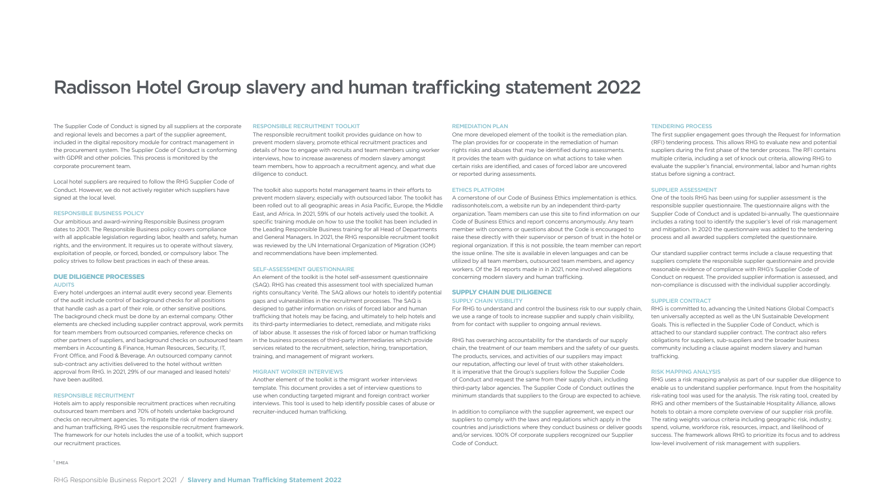# Radisson Hotel Group slavery and human trafficking statement 2022

The Supplier Code of Conduct is signed by all suppliers at the corporate and regional levels and becomes a part of the supplier agreement, included in the digital repository module for contract management in the procurement system. The Supplier Code of Conduct is conforming with GDPR and other policies. This process is monitored by the corporate procurement team.

Local hotel suppliers are required to follow the RHG Supplier Code of Conduct. However, we do not actively register which suppliers have signed at the local level.

### RESPONSIBLE BUSINESS POLICY

Our ambitious and award-winning Responsible Business program dates to 2001. The Responsible Business policy covers compliance with all applicable legislation regarding labor, health and safety, human rights, and the environment. It requires us to operate without slavery, exploitation of people, or forced, bonded, or compulsory labor. The policy strives to follow best practices in each of these areas.

## DUE DILIGENCE PROCESSES

### AUDITS

Every hotel undergoes an internal audit every second year. Elements of the audit include control of background checks for all positions that handle cash as a part of their role, or other sensitive positions. The background check must be done by an external company. Other elements are checked including supplier contract approval, work permits for team members from outsourced companies, reference checks on other partners of suppliers, and background checks on outsourced team members in Accounting & Finance, Human Resources, Security, IT, Front Office, and Food & Beverage. An outsourced company cannot sub-contract any activities delivered to the hotel without written approval from RHG. In 2021, 29% of our managed and leased hotels[1] have been audited.

### RESPONSIBLE RECRUITMENT

Hotels aim to apply responsible recruitment practices when recruiting outsourced team members and 70% of hotels undertake background checks on recruitment agencies. To mitigate the risk of modern slavery and human trafficking, RHG uses the responsible recruitment framework. The framework for our hotels includes the use of a toolkit, which support our recruitment practices.

### RESPONSIBLE RECRUITMENT TOOLKIT

The responsible recruitment toolkit provides guidance on how to prevent modern slavery, promote ethical recruitment practices and details of how to engage with recruits and team members using worker interviews, how to increase awareness of modern slavery amongst team members, how to approach a recruitment agency, and what due diligence to conduct.

The toolkit also supports hotel management teams in their efforts to prevent modern slavery, especially with outsourced labor. The toolkit has been rolled out to all geographic areas in Asia Pacific, Europe, the Middle East, and Africa. In 2021, 59% of our hotels actively used the toolkit. A specific training module on how to use the toolkit has been included in the Leading Responsible Business training for all Head of Departments and General Managers. In 2021, the RHG responsible recruitment toolkit was reviewed by the UN International Organization of Migration (IOM) and recommendations have been implemented.

### SELF-ASSESSMENT QUESTIONNAIRE

An element of the toolkit is the hotel self-assessment questionnaire (SAQ). RHG has created this assessment tool with specialized human rights consultancy Verité. The SAQ allows our hotels to identify potential gaps and vulnerabilities in the recruitment processes. The SAQ is designed to gather information on risks of forced labor and human trafficking that hotels may be facing, and ultimately to help hotels and its third-party intermediaries to detect, remediate, and mitigate risks of labor abuse. It assesses the risk of forced labor or human trafficking in the business processes of third-party intermediaries which provide services related to the recruitment, selection, hiring, transportation, training, and management of migrant workers.

### MIGRANT WORKER INTERVIEWS

Another element of the toolkit is the migrant worker interviews template. This document provides a set of interview questions to use when conducting targeted migrant and foreign contract worker interviews. This tool is used to help identify possible cases of abuse or recruiter-induced human trafficking.

### REMEDIATION PLAN

One more developed element of the toolkit is the remediation plan. The plan provides for or cooperate in the remediation of human rights risks and abuses that may be identified during assessments. It provides the team with guidance on what actions to take when certain risks are identified, and cases of forced labor are uncovered or reported during assessments.

### ETHICS PLATFORM

A cornerstone of our Code of Business Ethics implementation is ethics. radissonhotels.com, a website run by an independent third-party organization. Team members can use this site to find information on our Code of Business Ethics and report concerns anonymously. Any team member with concerns or questions about the Code is encouraged to raise these directly with their supervisor or person of trust in the hotel or regional organization. If this is not possible, the team member can report the issue online. The site is available in eleven languages and can be utilized by all team members, outsourced team members, and agency workers. Of the 34 reports made in 2021, none involved allegations concerning modern slavery and human trafficking.

## SUPPLY CHAIN DUE DILIGENCE

### SUPPLY CHAIN VISIBILITY

For RHG to understand and control the business risk to our supply chain, we use a range of tools to increase supplier and supply chain visibility, from for contact with supplier to ongoing annual reviews.

RHG has overarching accountability for the standards of our supply chain, the treatment of our team members and the safety of our guests. The products, services, and activities of our suppliers may impact our reputation, affecting our level of trust with other stakeholders. It is imperative that the Group's suppliers follow the Supplier Code of Conduct and request the same from their supply chain, including third-party labor agencies. The Supplier Code of Conduct outlines the minimum standards that suppliers to the Group are expected to achieve.

In addition to compliance with the supplier agreement, we expect our suppliers to comply with the laws and regulations which apply in the countries and jurisdictions where they conduct business or deliver goods and/or services. 100% Of corporate suppliers recognized our Supplier Code of Conduct.

### TENDERING PROCESS

The first supplier engagement goes through the Request for Information (RFI) tendering process. This allows RHG to evaluate new and potential suppliers during the first phase of the tender process. The RFI contains multiple criteria, including a set of knock out criteria, allowing RHG to evaluate the supplier's financial, environmental, labor and human rights status before signing a contract.

### SUPPLIER ASSESSMENT

One of the tools RHG has been using for supplier assessment is the responsible supplier questionnaire. The questionnaire aligns with the Supplier Code of Conduct and is updated bi-annually. The questionnaire includes a rating tool to identify the supplier's level of risk management and mitigation. In 2020 the questionnaire was added to the tendering process and all awarded suppliers completed the questionnaire.

Our standard supplier contract terms include a clause requesting that suppliers complete the responsible supplier questionnaire and provide reasonable evidence of compliance with RHG's Supplier Code of Conduct on request. The provided supplier information is assessed, and non-compliance is discussed with the individual supplier accordingly.

### SUPPLIER CONTRACT

RHG is committed to, advancing the United Nations Global Compact's ten universally accepted as well as the UN Sustainable Development Goals. This is reflected in the Supplier Code of Conduct, which is attached to our standard supplier contract. The contract also refers obligations for suppliers, sub-suppliers and the broader business community including a clause against modern slavery and human trafficking.

### RISK MAPPING ANALYSIS

RHG uses a risk mapping analysis as part of our supplier due diligence to enable us to understand supplier performance. Input from the hospitality risk-rating tool was used for the analysis. The risk rating tool, created by RHG and other members of the Sustainable Hospitality Alliance, allows hotels to obtain a more complete overview of our supplier risk profile. The rating weights various criteria including geographic risk, industry, spend, volume, workforce risk, resources, impact, and likelihood of success. The framework allows RHG to prioritize its focus and to address low-level involvement of risk management with suppliers.

[1] EMEA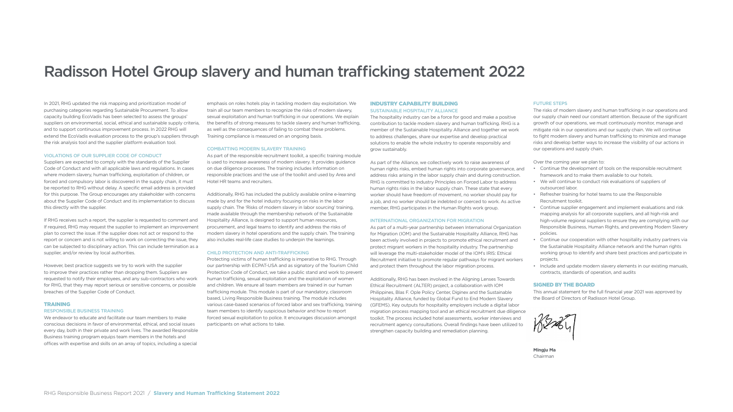# Radisson Hotel Group slavery and human trafficking statement 2022

In 2021, RHG updated the risk mapping and prioritization model of purchasing categories regarding Sustainable Procurement. To allow capacity building EcoVadis has been selected to assess the groups' suppliers on environmental, social, ethical and sustainable supply criteria, and to support continuous improvement process. In 2022 RHG will extend the EcoVadis evaluation process to the group's suppliers through the risk analysis tool and the supplier platform evaluation tool.

### VIOLATIONS OF OUR SUPPLIER CODE OF CONDUCT

Suppliers are expected to comply with the standards of the Supplier Code of Conduct and with all applicable laws and regulations. In cases where modern slavery, human trafficking, exploitation of children, or forced and compulsory labor is discovered in the supply chain, it must be reported to RHG without delay. A specific email address is provided for this purpose. The Group encourages any stakeholder with concerns about the Supplier Code of Conduct and its implementation to discuss this directly with the supplier.

If RHG receives such a report, the supplier is requested to comment and If required, RHG may request the supplier to implement an improvement plan to correct the issue. If the supplier does not act or respond to the report or concern and is not willing to work on correcting the issue, they can be subjected to disciplinary action. This can include termination as a supplier, and/or review by local authorities.

However, best practice suggests we try to work with the supplier to improve their practices rather than dropping them. Suppliers are requested to notify their employees, and any sub-contractors who work for RHG, that they may report serious or sensitive concerns, or possible breaches of the Supplier Code of Conduct.

## TRAINING

### RESPONSIBLE BUSINESS TRAINING

We endeavor to educate and facilitate our team members to make conscious decisions in favor of environmental, ethical, and social issues every day, both in their private and work lives. The awarded Responsible Business training program equips team members in the hotels and offices with expertise and skills on an array of topics, including a special emphasis on roles hotels play in tackling modern day exploitation. We train all our team members to recognize the risks of modern slavery, sexual exploitation and human trafficking in our operations. We explain the benefits of strong measures to tackle slavery and human trafficking, as well as the consequences of failing to combat these problems. Training compliance is measured on an ongoing basis.

### COMBATTING MODERN SLAVERY TRAINING

As part of the responsible recruitment toolkit, a specific training module is used to increase awareness of modern slavery. It provides guidance on due diligence processes. The training includes information on responsible practices and the use of the toolkit and used by Area and Hotel HR teams and recruiters.

Additionally, RHG has included the publicly available online e-learning made by and for the hotel industry focusing on risks in the labor supply chain. The 'Risks of modern slavery in labor sourcing' training, made available through the membership network of the Sustainable Hospitality Alliance, is designed to support human resources, procurement, and legal teams to identify and address the risks of modern slavery in hotel operations and the supply chain. The training also includes real-life case studies to underpin the learnings.

### CHILD PROTECTION AND ANTI-TRAFFICKING

Protecting victims of human trafficking is imperative to RHG. Through our partnership with ECPAT-USA and as signatory of the Tourism Child Protection Code of Conduct, we take a public stand and work to prevent human trafficking, sexual exploitation and the exploitation of women and children. We ensure all team members are trained in our human trafficking module. This module is part of our mandatory, classroom based, Living Responsible Business training. The module includes various case-based scenarios of forced labor and sex trafficking, training team members to identify suspicious behavior and how to report forced sexual exploitation to police. It encourages discussion amongst participants on what actions to take.

## INDUSTRY CAPABILITY BUILDING

### SUSTAINABLE HOSPITALITY ALLIANCE

The hospitality industry can be a force for good and make a positive contribution to tackle modern slavery and human trafficking. RHG is a member of the Sustainable Hospitality Alliance and together we work to address challenges, share our expertise and develop practical solutions to enable the whole industry to operate responsibly and grow sustainably.

As part of the Alliance, we collectively work to raise awareness of human rights risks, embed human rights into corporate governance, and address risks arising in the labor supply chain and during construction. RHG is committed to industry Principles on Forced Labor to address human rights risks in the labor supply chain. These state that every worker should have freedom of movement, no worker should pay for a job, and no worker should be indebted or coerced to work. As active member, RHG participates in the Human Rights work group.

### INTERNATIONAL ORGANIZATION FOR MIGRATION

As part of a multi-year partnership between International Organization for Migration (IOM) and the Sustainable Hospitality Alliance, RHG has been actively involved in projects to promote ethical recruitment and protect migrant workers in the hospitality industry. The partnership will leverage the multi-stakeholder model of the IOM's IRIS: Ethical Recruitment initiative to promote regular pathways for migrant workers and protect them throughout the labor migration process.

Additionally, RHG has been involved in the Aligning Lenses Towards Ethical Recruitment (ALTER) project, a collaboration with IOM Philippines, Blas F. Ople Policy Center, Diginex and the Sustainable Hospitality Alliance, funded by Global Fund to End Modern Slavery (GFEMS). Key outputs for hospitality employers include a digital labor migration process mapping tool and an ethical recruitment due diligence toolkit. The process included hotel assessments, worker interviews and recruitment agency consultations. Overall findings have been utilized to strengthen capacity building and remediation planning.

### FUTURE STEPS

The risks of modern slavery and human trafficking in our operations and our supply chain need our constant attention. Because of the significant growth of our operations, we must continuously monitor, manage and mitigate risk in our operations and our supply chain. We will continue to fight modern slavery and human trafficking to minimize and manage risks and develop better ways to increase the visibility of our actions in our operations and supply chain.

Over the coming year we plan to:

- Continue the development of tools on the responsible recruitment framework and to make them available to our hotels.
- We will continue to conduct risk evaluations of suppliers of outsourced labor.
- Refresher training for hotel teams to use the Responsible Recruitment toolkit.
- Continue supplier engagement and implement evaluations and risk mapping analysis for all corporate suppliers, and all high-risk and high-volume regional suppliers to ensure they are complying with our Responsible Business, Human Rights, and preventing Modern Slavery policies.
- Continue our cooperation with other hospitality industry partners via the Sustainable Hospitality Alliance network and the human rights working group to identify and share best practices and participate in projects.
- Include and update modern slavery elements in our existing manuals, contracts, standards of operation, and audits

## SIGNED BY THE BOARD

This annual statement for the full financial year 2021 was approved by the Board of Directors of Radisson Hotel Group.

**Mingju Ma**
Chairman